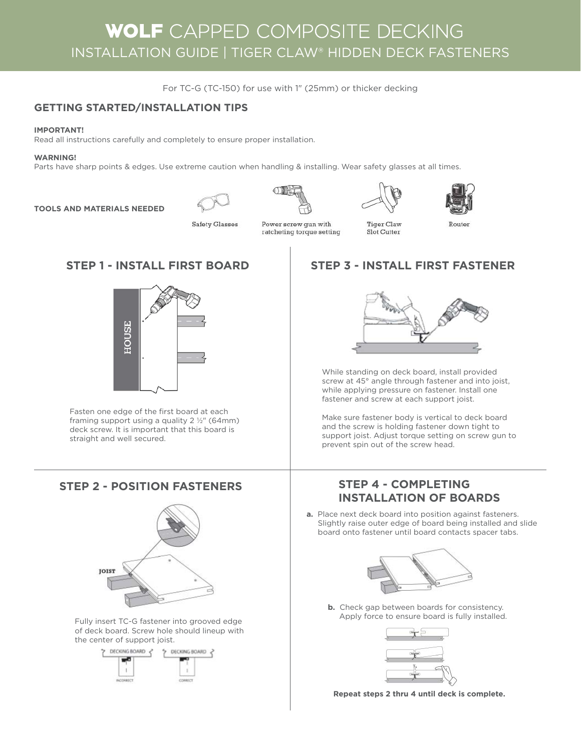# WOLF CAPPED COMPOSITE DECKING

## INSTALLATION GUIDE | TIGER CLAW® HIDDEN DECK FASTENERS

For TC-G (TC-150) for use with 1" (25mm) or thicker decking

## GETTING STARTED/INSTALLATION TIPS

**IMPORTANT!**
Read all instructions carefully and completely to ensure proper installation.

**WARNING!**
Parts have sharp points & edges. Use extreme caution when handling & installing. Wear safety glasses at all times.

**TOOLS AND MATERIALS NEEDED**

- Safety Glasses
- Power screw gun with ratcheting torque setting
- Tiger Claw Slot Cutter
- Router

## STEP 1 - INSTALL FIRST BOARD

Fasten one edge of the first board at each framing support using a quality 2 ½" (64mm) deck screw. It is important that this board is straight and well secured.

## STEP 2 - POSITION FASTENERS

Fully insert TC-G fastener into grooved edge of deck board. Screw hole should lineup with the center of support joist.

## STEP 3 - INSTALL FIRST FASTENER

While standing on deck board, install provided screw at 45° angle through fastener and into joist, while applying pressure on fastener. Install one fastener and screw at each support joist.

Make sure fastener body is vertical to deck board and the screw is holding fastener down tight to support joist. Adjust torque setting on screw gun to prevent spin out of the screw head.

## STEP 4 - COMPLETING INSTALLATION OF BOARDS

**a.** Place next deck board into position against fasteners. Slightly raise outer edge of board being installed and slide board onto fastener until board contacts spacer tabs.

**b.** Check gap between boards for consistency. Apply force to ensure board is fully installed.

**Repeat steps 2 thru 4 until deck is complete.**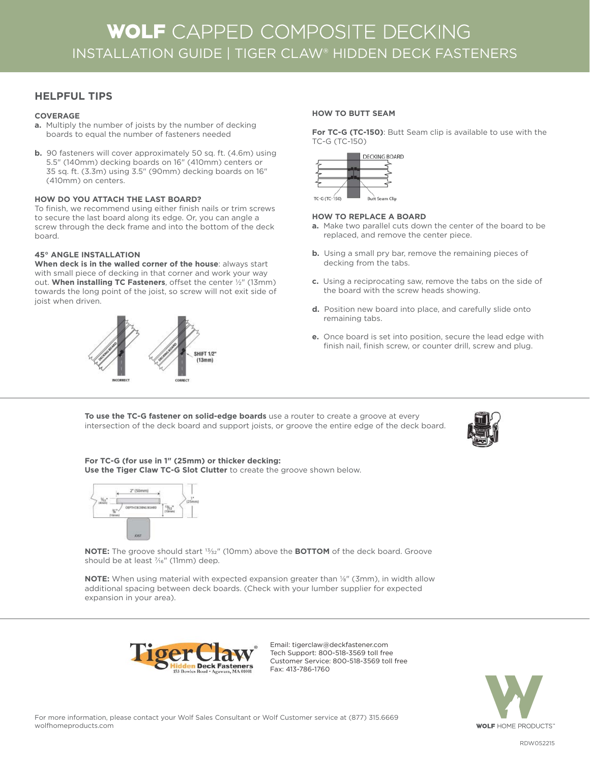# WOLF CAPPED COMPOSITE DECKING

## INSTALLATION GUIDE | TIGER CLAW® HIDDEN DECK FASTENERS

## HELPFUL TIPS

### COVERAGE

a. Multiply the number of joists by the number of decking boards to equal the number of fasteners needed

b. 90 fasteners will cover approximately 50 sq. ft. (4.6m) using 5.5" (140mm) decking boards on 16" (410mm) centers or 35 sq. ft. (3.3m) using 3.5" (90mm) decking boards on 16" (410mm) on centers.

### HOW DO YOU ATTACH THE LAST BOARD?

To finish, we recommend using either finish nails or trim screws to secure the last board along its edge. Or, you can angle a screw through the deck frame and into the bottom of the deck board.

### 45° ANGLE INSTALLATION

**When deck is in the walled corner of the house**: always start with small piece of decking in that corner and work your way out. **When installing TC Fasteners**, offset the center ½" (13mm) towards the long point of the joist, so screw will not exit side of joist when driven.

DECKING BOARD
INCORRECT
DECKING BOARD
SHIFT 1/2" (13mm)
CORRECT

### HOW TO BUTT SEAM

**For TC-G (TC-150)**: Butt Seam clip is available to use with the TC-G (TC-150)

DECKING BOARD
TC-G (TC-150)
Butt Seam Clip

### HOW TO REPLACE A BOARD

a. Make two parallel cuts down the center of the board to be replaced, and remove the center piece.

b. Using a small pry bar, remove the remaining pieces of decking from the tabs.

c. Using a reciprocating saw, remove the tabs on the side of the board with the screw heads showing.

d. Position new board into place, and carefully slide onto remaining tabs.

e. Once board is set into position, secure the lead edge with finish nail, finish screw, or counter drill, screw and plug.

**To use the TC-G fastener on solid-edge boards** use a router to create a groove at every intersection of the deck board and support joists, or groove the entire edge of the deck board.

**For TC-G (for use in 1" (25mm) or thicker decking:**
**Use the Tiger Claw TC-G Slot Clutter** to create the groove shown below.

2" (50mm)
5⁄32" (4mm)
DEPTH DECKING BOARD
5⁄8" (16mm)
13⁄32" (10mm)
1" (25mm)
JOIST

**NOTE:** The groove should start 13⁄32" (10mm) above the **BOTTOM** of the deck board. Groove should be at least 7⁄16" (11mm) deep.

**NOTE:** When using material with expected expansion greater than ⅛" (3mm), in width allow additional spacing between deck boards. (Check with your lumber supplier for expected expansion in your area).

Tiger Claw® Hidden Deck Fasteners
153 Bowles Road • Agawam, MA 01001

Email: tigerclaw@deckfastener.com
Tech Support: 800-518-3569 toll free
Customer Service: 800-518-3569 toll free
Fax: 413-786-1760

For more information, please contact your Wolf Sales Consultant or Wolf Customer service at (877) 315.6669
wolfhomeproducts.com

WOLF HOME PRODUCTS™

RDW052215